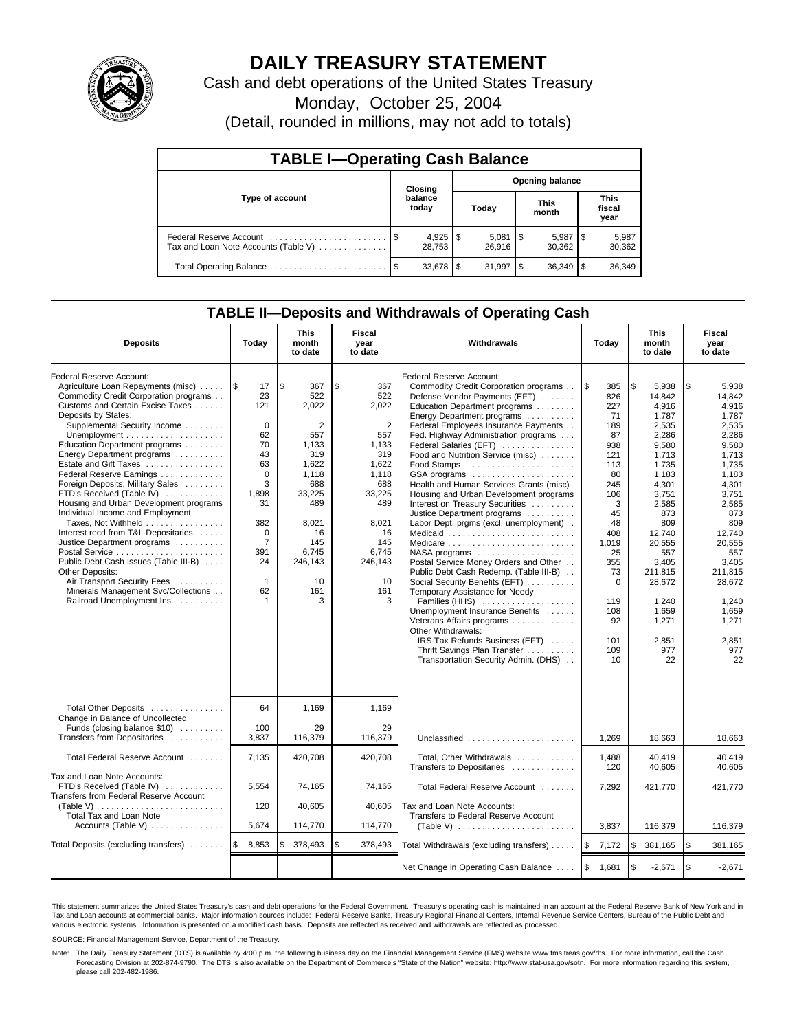# DAILY TREASURY STATEMENT

Cash and debt operations of the United States Treasury

Monday, October 25, 2004

(Detail, rounded in millions, may not add to totals)

| TABLE I—Operating Cash Balance | | | | |
|---|---|---|---|---|
| Type of account | Closing balance today | Opening balance | | |
| | | Today | This month | This fiscal year |
| Federal Reserve Account | $ 4,925 | $ 5,081 | $ 5,987 | $ 5,987 |
| Tax and Loan Note Accounts (Table V) | 28,753 | 26,916 | 30,362 | 30,362 |
| Total Operating Balance | $ 33,678 | $ 31,997 | $ 36,349 | $ 36,349 |

## TABLE II—Deposits and Withdrawals of Operating Cash

| Deposits | Today | This month to date | Fiscal year to date | Withdrawals | Today | This month to date | Fiscal year to date |
|---|---|---|---|---|---|---|---|
| Federal Reserve Account: | | | | Federal Reserve Account: | | | |
| Agriculture Loan Repayments (misc) | $ 17 | $ 367 | $ 367 | Commodity Credit Corporation programs | $ 385 | $ 5,938 | $ 5,938 |
| Commodity Credit Corporation programs | 23 | 522 | 522 | Defense Vendor Payments (EFT) | 826 | 14,842 | 14,842 |
| Customs and Certain Excise Taxes | 121 | 2,022 | 2,022 | Education Department programs | 227 | 4,916 | 4,916 |
| Deposits by States: | | | | Energy Department programs | 71 | 1,787 | 1,787 |
| Supplemental Security Income | 0 | 2 | 2 | Federal Employees Insurance Payments | 189 | 2,535 | 2,535 |
| Unemployment | 62 | 557 | 557 | Fed. Highway Administration programs | 87 | 2,286 | 2,286 |
| Education Department programs | 70 | 1,133 | 1,133 | Federal Salaries (EFT) | 938 | 9,580 | 9,580 |
| Energy Department programs | 43 | 319 | 319 | Food and Nutrition Service (misc) | 121 | 1,713 | 1,713 |
| Estate and Gift Taxes | 63 | 1,622 | 1,622 | Food Stamps | 113 | 1,735 | 1,735 |
| Federal Reserve Earnings | 0 | 1,118 | 1,118 | GSA programs | 80 | 1,183 | 1,183 |
| Foreign Deposits, Military Sales | 3 | 688 | 688 | Health and Human Services Grants (misc) | 245 | 4,301 | 4,301 |
| FTD's Received (Table IV) | 1,898 | 33,225 | 33,225 | Housing and Urban Development programs | 106 | 3,751 | 3,751 |
| Housing and Urban Development programs | 31 | 489 | 489 | Interest on Treasury Securities | 3 | 2,585 | 2,585 |
| Individual Income and Employment | | | | Justice Department programs | 45 | 873 | 873 |
| Taxes, Not Withheld | 382 | 8,021 | 8,021 | Labor Dept. prgms (excl. unemployment) | 48 | 809 | 809 |
| Interest recd from T&L Depositaries | 0 | 16 | 16 | Medicaid | 408 | 12,740 | 12,740 |
| Justice Department programs | 7 | 145 | 145 | Medicare | 1,019 | 20,555 | 20,555 |
| Postal Service | 391 | 6,745 | 6,745 | NASA programs | 25 | 557 | 557 |
| Public Debt Cash Issues (Table III-B) | 24 | 246,143 | 246,143 | Postal Service Money Orders and Other | 355 | 3,405 | 3,405 |
| Other Deposits: | | | | Public Debt Cash Redemp. (Table III-B) | 73 | 211,815 | 211,815 |
| Air Transport Security Fees | 1 | 10 | 10 | Social Security Benefits (EFT) | 0 | 28,672 | 28,672 |
| Minerals Management Svc/Collections | 62 | 161 | 161 | Temporary Assistance for Needy | | | |
| Railroad Unemployment Ins. | 1 | 3 | 3 | Families (HHS) | 119 | 1,240 | 1,240 |
| | | | | Unemployment Insurance Benefits | 108 | 1,659 | 1,659 |
| | | | | Veterans Affairs programs | 92 | 1,271 | 1,271 |
| | | | | Other Withdrawals: | | | |
| | | | | IRS Tax Refunds Business (EFT) | 101 | 2,851 | 2,851 |
| | | | | Thrift Savings Plan Transfer | 109 | 977 | 977 |
| | | | | Transportation Security Admin. (DHS) | 10 | 22 | 22 |
| Total Other Deposits | 64 | 1,169 | 1,169 | | | | |
| Change in Balance of Uncollected Funds (closing balance $10) | 100 | 29 | 29 | | | | |
| Transfers from Depositaries | 3,837 | 116,379 | 116,379 | Unclassified | 1,269 | 18,663 | 18,663 |
| Total Federal Reserve Account | 7,135 | 420,708 | 420,708 | Total, Other Withdrawals | 1,488 | 40,419 | 40,419 |
| | | | | Transfers to Depositaries | 120 | 40,605 | 40,605 |
| Tax and Loan Note Accounts: | | | | | | | |
| FTD's Received (Table IV) | 5,554 | 74,165 | 74,165 | Total Federal Reserve Account | 7,292 | 421,770 | 421,770 |
| Transfers from Federal Reserve Account (Table V) | 120 | 40,605 | 40,605 | Tax and Loan Note Accounts: | | | |
| Total Tax and Loan Note Accounts (Table V) | 5,674 | 114,770 | 114,770 | Transfers to Federal Reserve Account (Table V) | 3,837 | 116,379 | 116,379 |
| Total Deposits (excluding transfers) | $ 8,853 | $ 378,493 | $ 378,493 | Total Withdrawals (excluding transfers) | $ 7,172 | $ 381,165 | $ 381,165 |
| | | | | Net Change in Operating Cash Balance | $ 1,681 | $ -2,671 | $ -2,671 |

This statement summarizes the United States Treasury's cash and debt operations for the Federal Government. Treasury's operating cash is maintained in an account at the Federal Reserve Bank of New York and in Tax and Loan accounts at commercial banks. Major information sources include: Federal Reserve Banks, Treasury Regional Financial Centers, Internal Revenue Service Centers, Bureau of the Public Debt and various electronic systems. Information is presented on a modified cash basis. Deposits are reflected as received and withdrawals are reflected as processed.

SOURCE: Financial Management Service, Department of the Treasury.

Note: The Daily Treasury Statement (DTS) is available by 4:00 p.m. the following business day on the Financial Management Service (FMS) website www.fms.treas.gov/dts. For more information, call the Cash Forecasting Division at 202-874-9790. The DTS is also available on the Department of Commerce's "State of the Nation" website: http://www.stat-usa.gov/sotn. For more information regarding this system, please call 202-482-1986.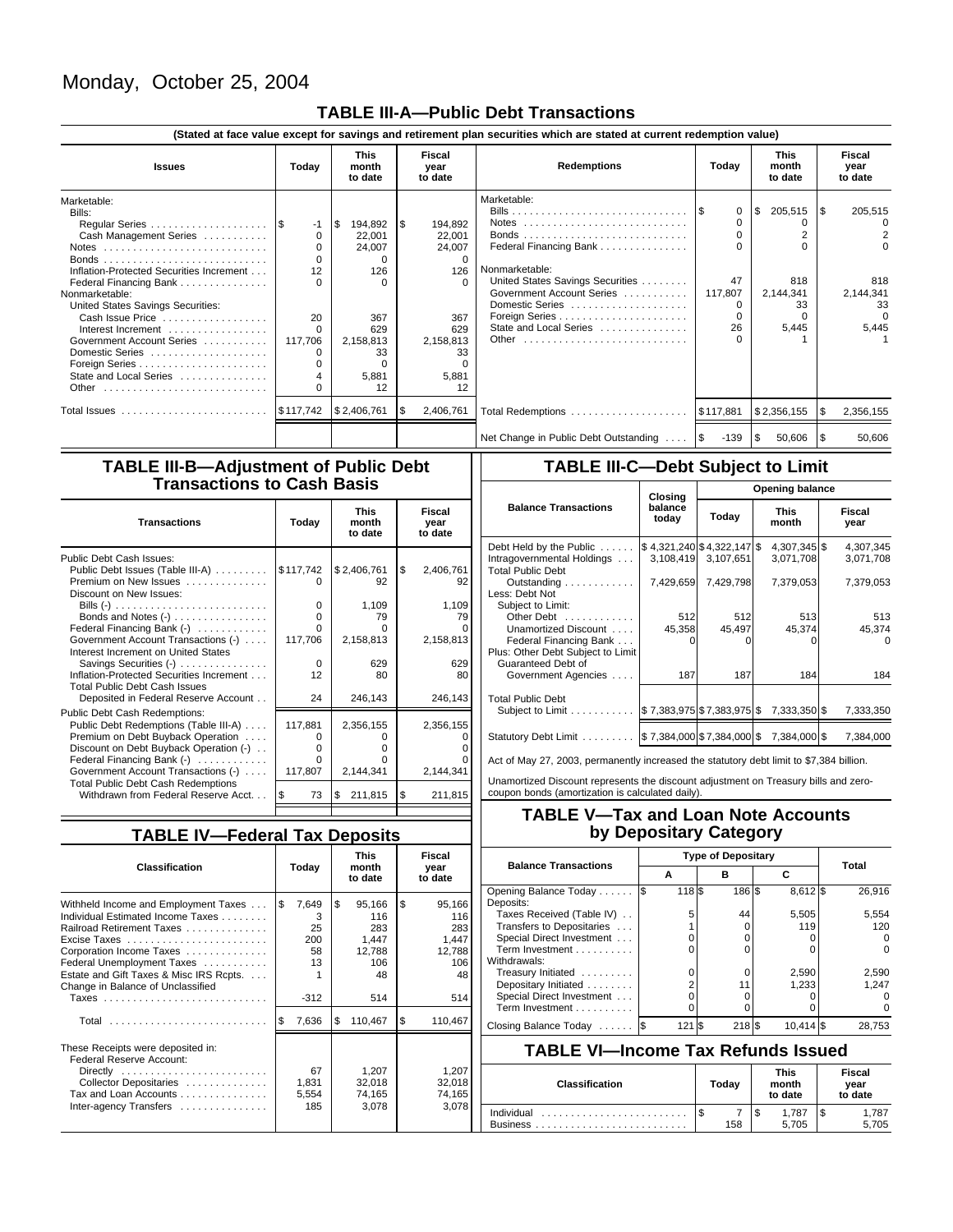Monday, October 25, 2004

## TABLE III-A—Public Debt Transactions

(Stated at face value except for savings and retirement plan securities which are stated at current redemption value)

| Issues | Today | This month to date | Fiscal year to date |
|---|---|---|---|
| Marketable: | | | |
| Bills: | | | |
| Regular Series | $ -1 | $ 194,892 | $ 194,892 |
| Cash Management Series | 0 | 22,001 | 22,001 |
| Notes | 0 | 24,007 | 24,007 |
| Bonds | 0 | 0 | 0 |
| Inflation-Protected Securities Increment | 12 | 126 | 126 |
| Federal Financing Bank | 0 | 0 | 0 |
| Nonmarketable: | | | |
| United States Savings Securities: | | | |
| Cash Issue Price | 20 | 367 | 367 |
| Interest Increment | 0 | 629 | 629 |
| Government Account Series | 117,706 | 2,158,813 | 2,158,813 |
| Domestic Series | 0 | 33 | 33 |
| Foreign Series | 0 | 0 | 0 |
| State and Local Series | 4 | 5,881 | 5,881 |
| Other | 0 | 12 | 12 |
| Total Issues | $117,742 | $2,406,761 | $ 2,406,761 |

| Redemptions | Today | This month to date | Fiscal year to date |
|---|---|---|---|
| Marketable: | | | |
| Bills | $ 0 | $ 205,515 | $ 205,515 |
| Notes | 0 | 0 | 0 |
| Bonds | 0 | 2 | 2 |
| Federal Financing Bank | 0 | 0 | 0 |
| Nonmarketable: | | | |
| United States Savings Securities | 47 | 818 | 818 |
| Government Account Series | 117,807 | 2,144,341 | 2,144,341 |
| Domestic Series | 0 | 33 | 33 |
| Foreign Series | 0 | 0 | 0 |
| State and Local Series | 26 | 5,445 | 5,445 |
| Other | 0 | 1 | 1 |
| Total Redemptions | $117,881 | $2,356,155 | $ 2,356,155 |
| Net Change in Public Debt Outstanding | $ -139 | $ 50,606 | $ 50,606 |

## TABLE III-B—Adjustment of Public Debt Transactions to Cash Basis

| Transactions | Today | This month to date | Fiscal year to date |
|---|---|---|---|
| Public Debt Cash Issues: | | | |
| Public Debt Issues (Table III-A) | $117,742 | $2,406,761 | $ 2,406,761 |
| Premium on New Issues | 0 | 92 | 92 |
| Discount on New Issues: | | | |
| Bills (-) | 0 | 1,109 | 1,109 |
| Bonds and Notes (-) | 0 | 79 | 79 |
| Federal Financing Bank (-) | 0 | 0 | 0 |
| Government Account Transactions (-) | 117,706 | 2,158,813 | 2,158,813 |
| Interest Increment on United States Savings Securities (-) | 0 | 629 | 629 |
| Inflation-Protected Securities Increment | 12 | 80 | 80 |
| Total Public Debt Cash Issues Deposited in Federal Reserve Account | 24 | 246,143 | 246,143 |
| Public Debt Cash Redemptions: | | | |
| Public Debt Redemptions (Table III-A) | 117,881 | 2,356,155 | 2,356,155 |
| Premium on Debt Buyback Operation | 0 | 0 | 0 |
| Discount on Debt Buyback Operation (-) | 0 | 0 | 0 |
| Federal Financing Bank (-) | 0 | 0 | 0 |
| Government Account Transactions (-) | 117,807 | 2,144,341 | 2,144,341 |
| Total Public Debt Cash Redemptions Withdrawn from Federal Reserve Acct. | $ 73 | $ 211,815 | $ 211,815 |

## TABLE III-C—Debt Subject to Limit

| Balance Transactions | Closing balance today | Opening balance Today | Opening balance This month | Opening balance Fiscal year |
|---|---|---|---|---|
| Debt Held by the Public | $ 4,321,240 | $ 4,322,147 | $ 4,307,345 | $ 4,307,345 |
| Intragovernmental Holdings | 3,108,419 | 3,107,651 | 3,071,708 | 3,071,708 |
| Total Public Debt Outstanding | 7,429,659 | 7,429,798 | 7,379,053 | 7,379,053 |
| Less: Debt Not Subject to Limit: | | | | |
| Other Debt | 512 | 512 | 513 | 513 |
| Unamortized Discount | 45,358 | 45,497 | 45,374 | 45,374 |
| Federal Financing Bank | 0 | 0 | 0 | 0 |
| Plus: Other Debt Subject to Limit Guaranteed Debt of Government Agencies | 187 | 187 | 184 | 184 |
| Total Public Debt Subject to Limit | $ 7,383,975 | $ 7,383,975 | $ 7,333,350 | $ 7,333,350 |
| Statutory Debt Limit | $ 7,384,000 | $ 7,384,000 | $ 7,384,000 | $ 7,384,000 |

Act of May 27, 2003, permanently increased the statutory debt limit to $7,384 billion.

Unamortized Discount represents the discount adjustment on Treasury bills and zero-coupon bonds (amortization is calculated daily).

## TABLE IV—Federal Tax Deposits

| Classification | Today | This month to date | Fiscal year to date |
|---|---|---|---|
| Withheld Income and Employment Taxes | $ 7,649 | $ 95,166 | $ 95,166 |
| Individual Estimated Income Taxes | 3 | 116 | 116 |
| Railroad Retirement Taxes | 25 | 283 | 283 |
| Excise Taxes | 200 | 1,447 | 1,447 |
| Corporation Income Taxes | 58 | 12,788 | 12,788 |
| Federal Unemployment Taxes | 13 | 106 | 106 |
| Estate and Gift Taxes & Misc IRS Rcpts. | 1 | 48 | 48 |
| Change in Balance of Unclassified Taxes | -312 | 514 | 514 |
| Total | $ 7,636 | $ 110,467 | $ 110,467 |
| These Receipts were deposited in: | | | |
| Federal Reserve Account: | | | |
| Directly | 67 | 1,207 | 1,207 |
| Collector Depositaries | 1,831 | 32,018 | 32,018 |
| Tax and Loan Accounts | 5,554 | 74,165 | 74,165 |
| Inter-agency Transfers | 185 | 3,078 | 3,078 |

## TABLE V—Tax and Loan Note Accounts by Depositary Category

| Balance Transactions | Type of Depositary A | Type of Depositary B | Type of Depositary C | Total |
|---|---|---|---|---|
| Opening Balance Today | $ 118 | $ 186 | $ 8,612 | $ 26,916 |
| Deposits: | | | | |
| Taxes Received (Table IV) | 5 | 44 | 5,505 | 5,554 |
| Transfers to Depositaries | 1 | 0 | 119 | 120 |
| Special Direct Investment | 0 | 0 | 0 | 0 |
| Term Investment | 0 | 0 | 0 | 0 |
| Withdrawals: | | | | |
| Treasury Initiated | 0 | 0 | 2,590 | 2,590 |
| Depositary Initiated | 2 | 11 | 1,233 | 1,247 |
| Special Direct Investment | 0 | 0 | 0 | 0 |
| Term Investment | 0 | 0 | 0 | 0 |
| Closing Balance Today | $ 121 | $ 218 | $ 10,414 | $ 28,753 |

## TABLE VI—Income Tax Refunds Issued

| Classification | Today | This month to date | Fiscal year to date |
|---|---|---|---|
| Individual | $ 7 | $ 1,787 | $ 1,787 |
| Business | 158 | 5,705 | 5,705 |